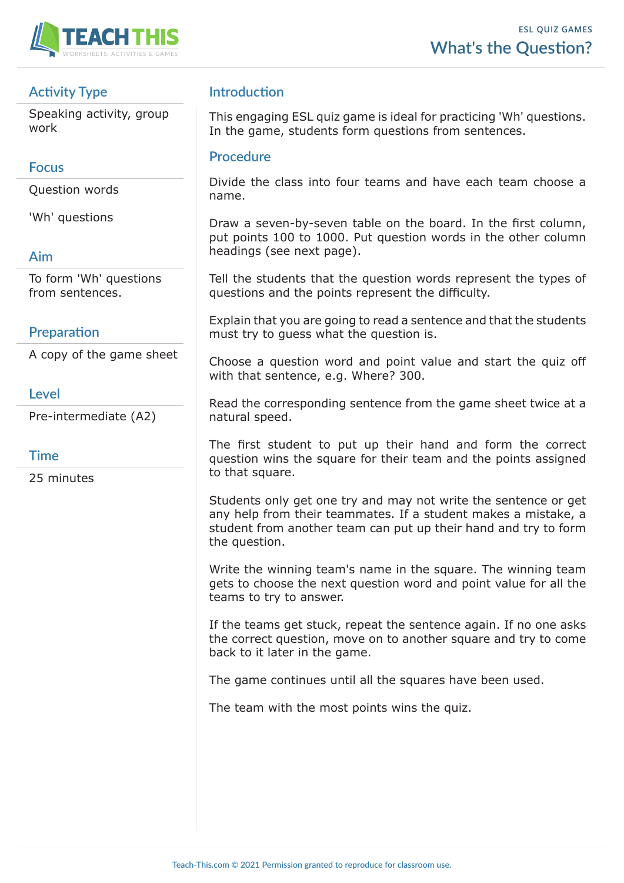ESL QUIZ GAMES

# What's the Question?

## Activity Type

Speaking activity, group work

## Focus

Question words

'Wh' questions

## Aim

To form 'Wh' questions from sentences.

## Preparation

A copy of the game sheet

## Level

Pre-intermediate (A2)

## Time

25 minutes

## Introduction

This engaging ESL quiz game is ideal for practicing 'Wh' questions. In the game, students form questions from sentences.

## Procedure

Divide the class into four teams and have each team choose a name.

Draw a seven-by-seven table on the board. In the first column, put points 100 to 1000. Put question words in the other column headings (see next page).

Tell the students that the question words represent the types of questions and the points represent the difficulty.

Explain that you are going to read a sentence and that the students must try to guess what the question is.

Choose a question word and point value and start the quiz off with that sentence, e.g. Where? 300.

Read the corresponding sentence from the game sheet twice at a natural speed.

The first student to put up their hand and form the correct question wins the square for their team and the points assigned to that square.

Students only get one try and may not write the sentence or get any help from their teammates. If a student makes a mistake, a student from another team can put up their hand and try to form the question.

Write the winning team's name in the square. The winning team gets to choose the next question word and point value for all the teams to try to answer.

If the teams get stuck, repeat the sentence again. If no one asks the correct question, move on to another square and try to come back to it later in the game.

The game continues until all the squares have been used.

The team with the most points wins the quiz.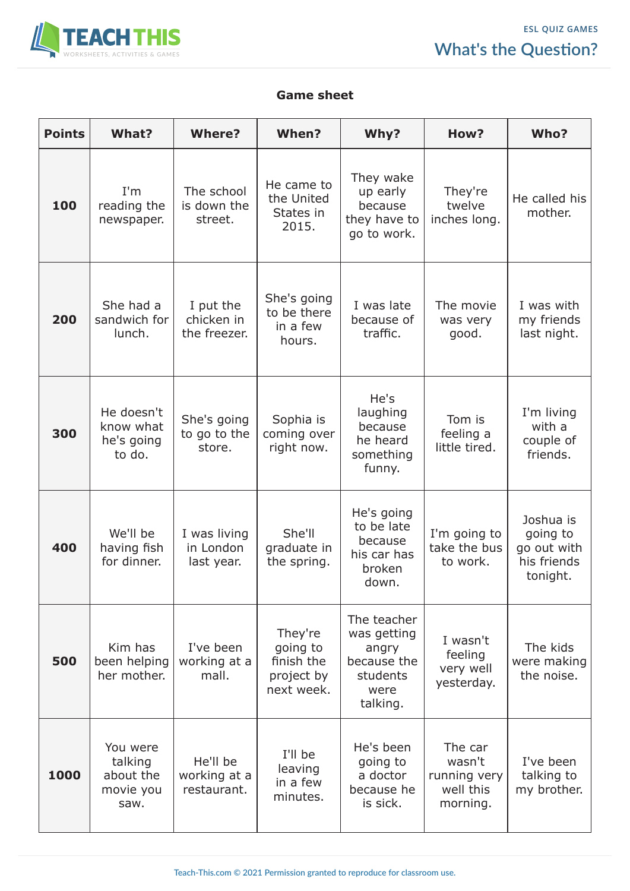ESL QUIZ GAMES

# What's the Question?

## Game sheet

| Points | What? | Where? | When? | Why? | How? | Who? |
|---|---|---|---|---|---|---|
| 100 | I'm reading the newspaper. | The school is down the street. | He came to the United States in 2015. | They wake up early because they have to go to work. | They're twelve inches long. | He called his mother. |
| 200 | She had a sandwich for lunch. | I put the chicken in the freezer. | She's going to be there in a few hours. | I was late because of traffic. | The movie was very good. | I was with my friends last night. |
| 300 | He doesn't know what he's going to do. | She's going to go to the store. | Sophia is coming over right now. | He's laughing because he heard something funny. | Tom is feeling a little tired. | I'm living with a couple of friends. |
| 400 | We'll be having fish for dinner. | I was living in London last year. | She'll graduate in the spring. | He's going to be late because his car has broken down. | I'm going to take the bus to work. | Joshua is going to go out with his friends tonight. |
| 500 | Kim has been helping her mother. | I've been working at a mall. | They're going to finish the project by next week. | The teacher was getting angry because the students were talking. | I wasn't feeling very well yesterday. | The kids were making the noise. |
| 1000 | You were talking about the movie you saw. | He'll be working at a restaurant. | I'll be leaving in a few minutes. | He's been going to a doctor because he is sick. | The car wasn't running very well this morning. | I've been talking to my brother. |

Teach-This.com © 2021 Permission granted to reproduce for classroom use.